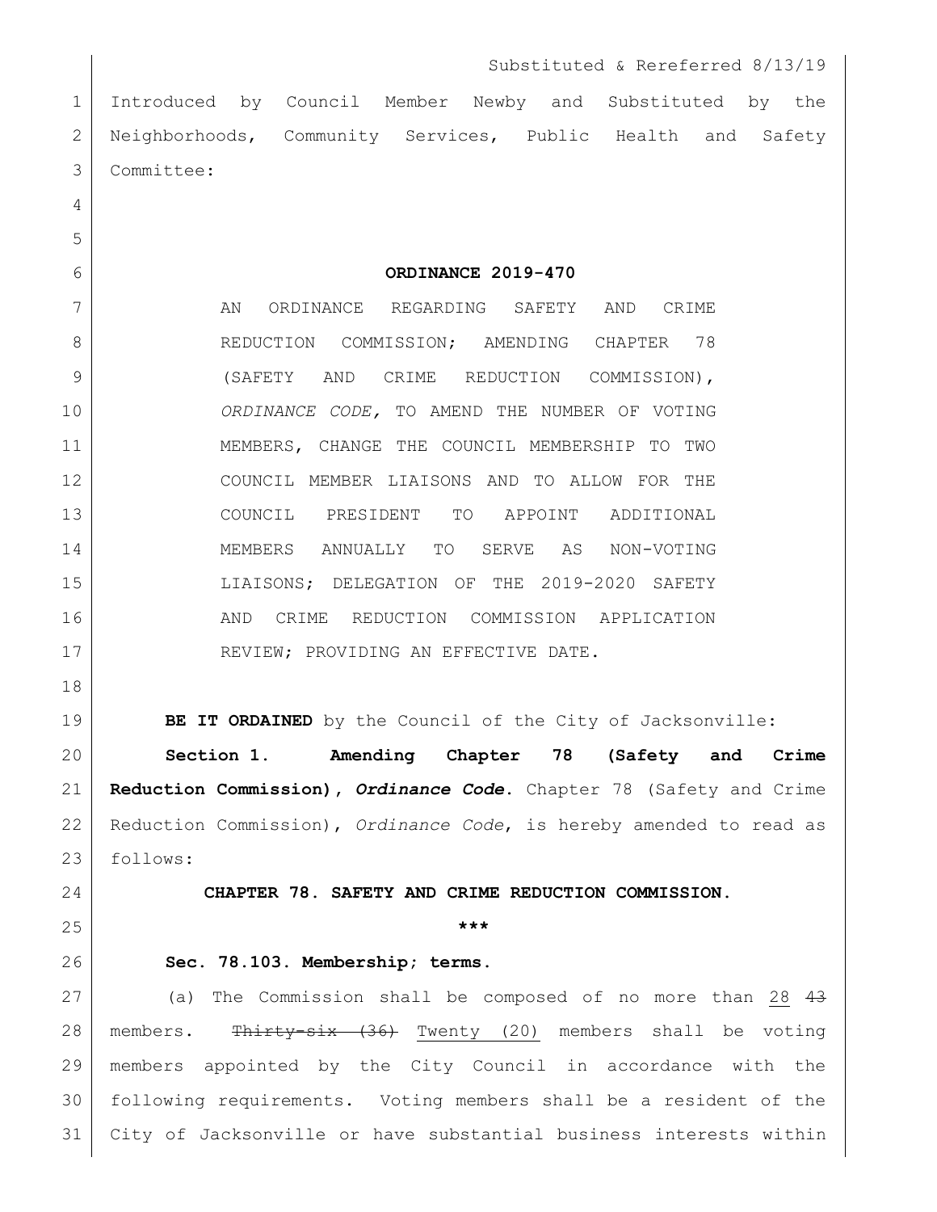Substituted & Rereferred 8/13/19

Introduced by Council Member Newby and Substituted by the Neighborhoods, Community Services, Public Health and Safety Committee:

**ORDINANCE 2019-470**

AN ORDINANCE REGARDING SAFETY AND CRIME REDUCTION COMMISSION; AMENDING CHAPTER 78 (SAFETY AND CRIME REDUCTION COMMISSION), *ORDINANCE CODE,* TO AMEND THE NUMBER OF VOTING MEMBERS, CHANGE THE COUNCIL MEMBERSHIP TO TWO COUNCIL MEMBER LIAISONS AND TO ALLOW FOR THE COUNCIL PRESIDENT TO APPOINT ADDITIONAL MEMBERS ANNUALLY TO SERVE AS NON-VOTING LIAISONS; DELEGATION OF THE 2019-2020 SAFETY AND CRIME REDUCTION COMMISSION APPLICATION REVIEW; PROVIDING AN EFFECTIVE DATE.

**BE IT ORDAINED** by the Council of the City of Jacksonville:

**Section 1. Amending Chapter 78 (Safety and Crime Reduction Commission), *Ordinance Code*.** Chapter 78 (Safety and Crime Reduction Commission), *Ordinance Code*, is hereby amended to read as follows:

**CHAPTER 78. SAFETY AND CRIME REDUCTION COMMISSION.**

**\*\*\***

**Sec. 78.103. Membership; terms.**

(a) The Commission shall be composed of no more than <u>28</u> ~~43~~ members. ~~Thirty-six (36)~~ <u>Twenty (20)</u> members shall be voting members appointed by the City Council in accordance with the following requirements. Voting members shall be a resident of the City of Jacksonville or have substantial business interests within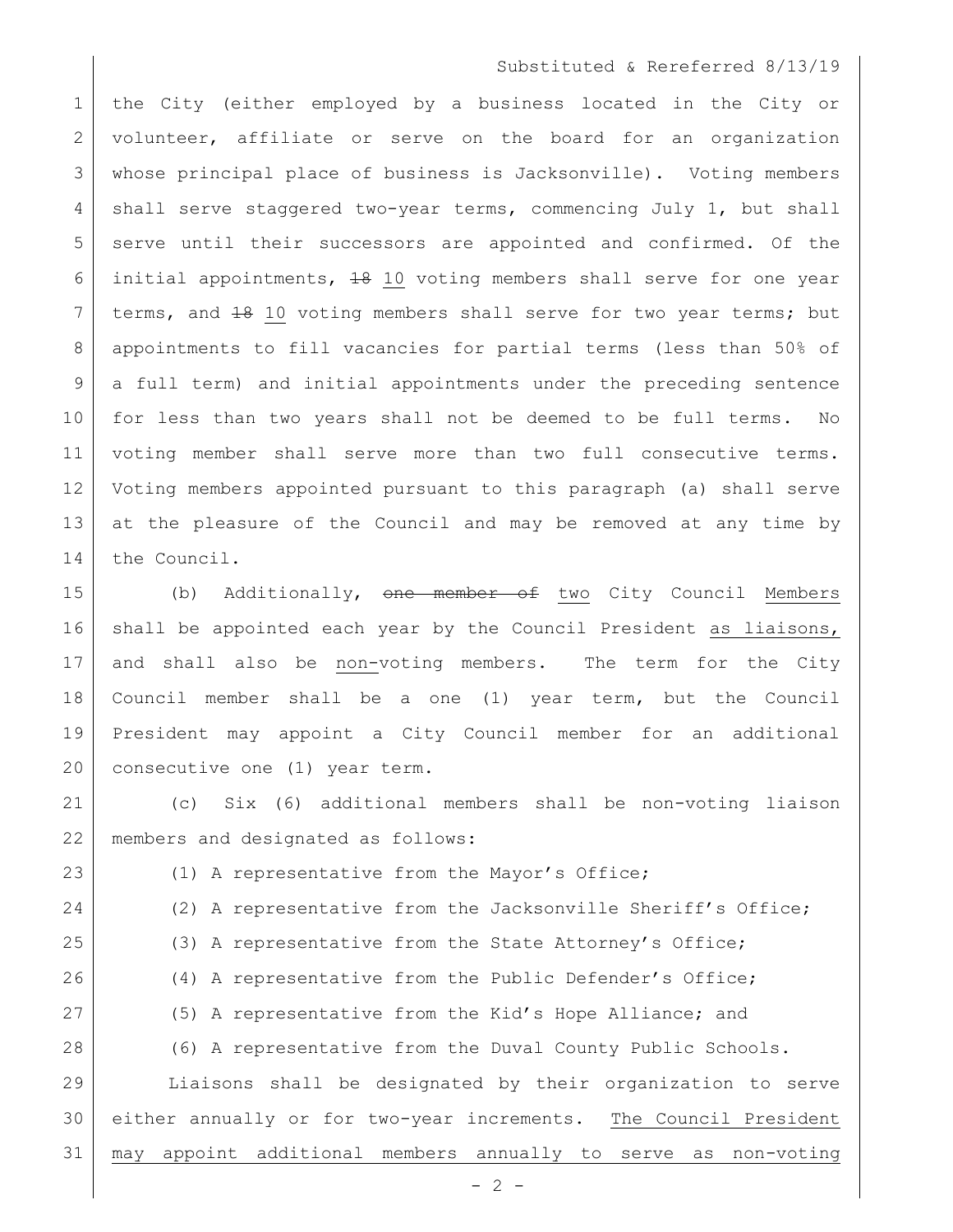the City (either employed by a business located in the City or volunteer, affiliate or serve on the board for an organization whose principal place of business is Jacksonville). Voting members shall serve staggered two-year terms, commencing July 1, but shall serve until their successors are appointed and confirmed. Of the initial appointments, ~~18~~ <u>10</u> voting members shall serve for one year terms, and ~~18~~ <u>10</u> voting members shall serve for two year terms; but appointments to fill vacancies for partial terms (less than 50% of a full term) and initial appointments under the preceding sentence for less than two years shall not be deemed to be full terms. No voting member shall serve more than two full consecutive terms. Voting members appointed pursuant to this paragraph (a) shall serve at the pleasure of the Council and may be removed at any time by the Council.

(b) Additionally, ~~one member of~~ <u>two</u> City Council <u>Members</u> shall be appointed each year by the Council President <u>as liaisons,</u> and shall also be <u>non-</u>voting members. The term for the City Council member shall be a one (1) year term, but the Council President may appoint a City Council member for an additional consecutive one (1) year term.

(c) Six (6) additional members shall be non-voting liaison members and designated as follows:

(1) A representative from the Mayor's Office;

(2) A representative from the Jacksonville Sheriff's Office;

(3) A representative from the State Attorney's Office;

(4) A representative from the Public Defender's Office;

(5) A representative from the Kid's Hope Alliance; and

(6) A representative from the Duval County Public Schools.

Liaisons shall be designated by their organization to serve either annually or for two-year increments. <u>The Council President may appoint additional members annually to serve as non-voting</u>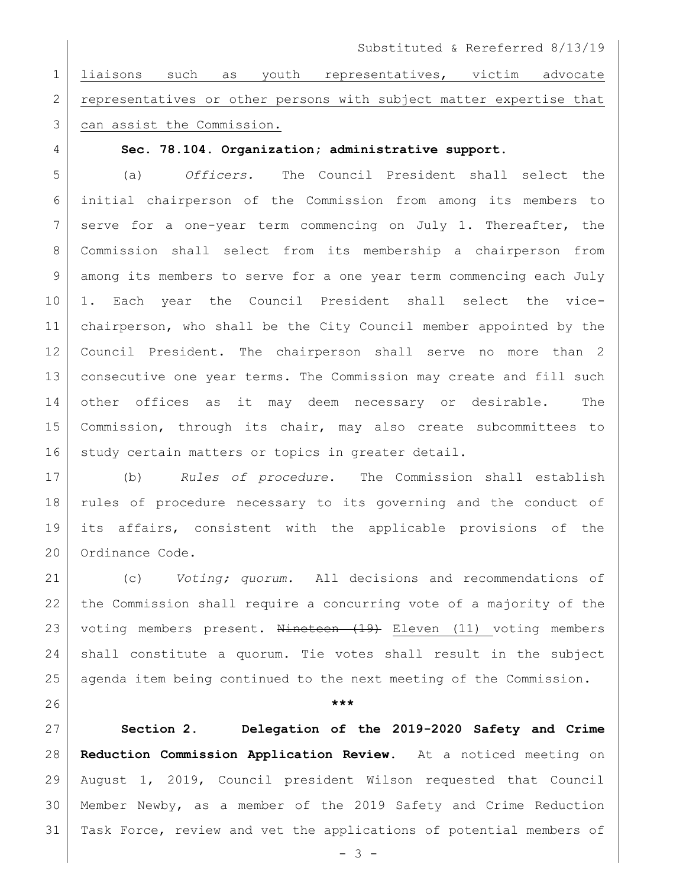liaisons such as youth representatives, victim advocate representatives or other persons with subject matter expertise that can assist the Commission.

**Sec. 78.104. Organization; administrative support.**

(a) *Officers.* The Council President shall select the initial chairperson of the Commission from among its members to serve for a one-year term commencing on July 1. Thereafter, the Commission shall select from its membership a chairperson from among its members to serve for a one year term commencing each July 1. Each year the Council President shall select the vice-chairperson, who shall be the City Council member appointed by the Council President. The chairperson shall serve no more than 2 consecutive one year terms. The Commission may create and fill such other offices as it may deem necessary or desirable. The Commission, through its chair, may also create subcommittees to study certain matters or topics in greater detail.

(b) *Rules of procedure*. The Commission shall establish rules of procedure necessary to its governing and the conduct of its affairs, consistent with the applicable provisions of the Ordinance Code.

(c) *Voting; quorum.* All decisions and recommendations of the Commission shall require a concurring vote of a majority of the voting members present. ~~Nineteen (19)~~ Eleven (11) voting members shall constitute a quorum. Tie votes shall result in the subject agenda item being continued to the next meeting of the Commission.

\*\*\*

**Section 2. Delegation of the 2019-2020 Safety and Crime Reduction Commission Application Review.** At a noticed meeting on August 1, 2019, Council president Wilson requested that Council Member Newby, as a member of the 2019 Safety and Crime Reduction Task Force, review and vet the applications of potential members of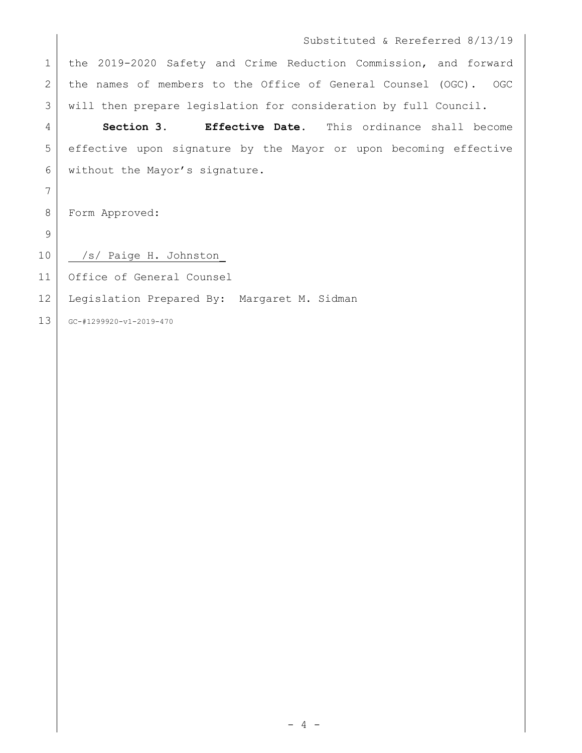the 2019-2020 Safety and Crime Reduction Commission, and forward the names of members to the Office of General Counsel (OGC). OGC will then prepare legislation for consideration by full Council.

**Section 3. Effective Date.** This ordinance shall become effective upon signature by the Mayor or upon becoming effective without the Mayor's signature.

Form Approved:

/s/ Paige H. Johnston

Office of General Counsel

Legislation Prepared By: Margaret M. Sidman

GC-#1299920-v1-2019-470